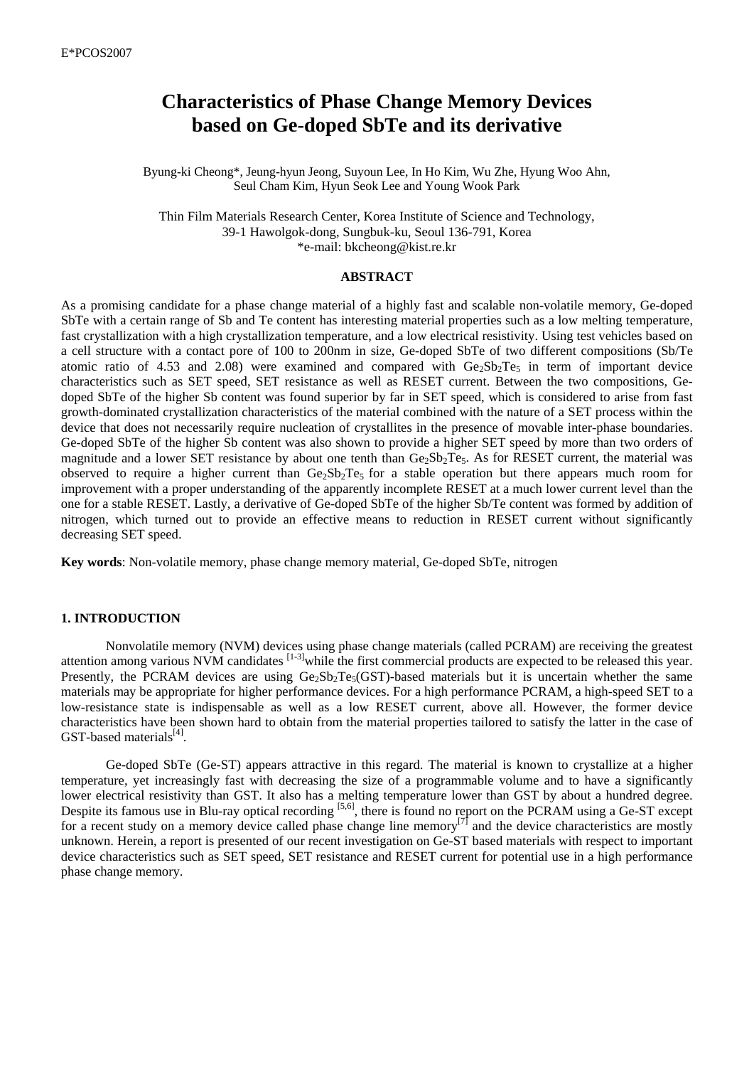# Characteristics of Phase Change Memory Devices based on Ge-doped SbTe and its derivative

Byung-ki Cheong*, Jeung-hyun Jeong, Suyoun Lee, In Ho Kim, Wu Zhe, Hyung Woo Ahn, Seul Cham Kim, Hyun Seok Lee and Young Wook Park

Thin Film Materials Research Center, Korea Institute of Science and Technology, 39-1 Hawolgok-dong, Sungbuk-ku, Seoul 136-791, Korea
*e-mail: bkcheong@kist.re.kr

## ABSTRACT

As a promising candidate for a phase change material of a highly fast and scalable non-volatile memory, Ge-doped SbTe with a certain range of Sb and Te content has interesting material properties such as a low melting temperature, fast crystallization with a high crystallization temperature, and a low electrical resistivity. Using test vehicles based on a cell structure with a contact pore of 100 to 200nm in size, Ge-doped SbTe of two different compositions (Sb/Te atomic ratio of 4.53 and 2.08) were examined and compared with $Ge_2Sb_2Te_5$ in term of important device characteristics such as SET speed, SET resistance as well as RESET current. Between the two compositions, Ge-doped SbTe of the higher Sb content was found superior by far in SET speed, which is considered to arise from fast growth-dominated crystallization characteristics of the material combined with the nature of a SET process within the device that does not necessarily require nucleation of crystallites in the presence of movable inter-phase boundaries. Ge-doped SbTe of the higher Sb content was also shown to provide a higher SET speed by more than two orders of magnitude and a lower SET resistance by about one tenth than $Ge_2Sb_2Te_5$. As for RESET current, the material was observed to require a higher current than $Ge_2Sb_2Te_5$ for a stable operation but there appears much room for improvement with a proper understanding of the apparently incomplete RESET at a much lower current level than the one for a stable RESET. Lastly, a derivative of Ge-doped SbTe of the higher Sb/Te content was formed by addition of nitrogen, which turned out to provide an effective means to reduction in RESET current without significantly decreasing SET speed.

**Key words**: Non-volatile memory, phase change memory material, Ge-doped SbTe, nitrogen

## 1. INTRODUCTION

Nonvolatile memory (NVM) devices using phase change materials (called PCRAM) are receiving the greatest attention among various NVM candidates [1-3]while the first commercial products are expected to be released this year. Presently, the PCRAM devices are using $Ge_2Sb_2Te_5$(GST)-based materials but it is uncertain whether the same materials may be appropriate for higher performance devices. For a high performance PCRAM, a high-speed SET to a low-resistance state is indispensable as well as a low RESET current, above all. However, the former device characteristics have been shown hard to obtain from the material properties tailored to satisfy the latter in the case of GST-based materials[4].

Ge-doped SbTe (Ge-ST) appears attractive in this regard. The material is known to crystallize at a higher temperature, yet increasingly fast with decreasing the size of a programmable volume and to have a significantly lower electrical resistivity than GST. It also has a melting temperature lower than GST by about a hundred degree. Despite its famous use in Blu-ray optical recording [5,6], there is found no report on the PCRAM using a Ge-ST except for a recent study on a memory device called phase change line memory[7] and the device characteristics are mostly unknown. Herein, a report is presented of our recent investigation on Ge-ST based materials with respect to important device characteristics such as SET speed, SET resistance and RESET current for potential use in a high performance phase change memory.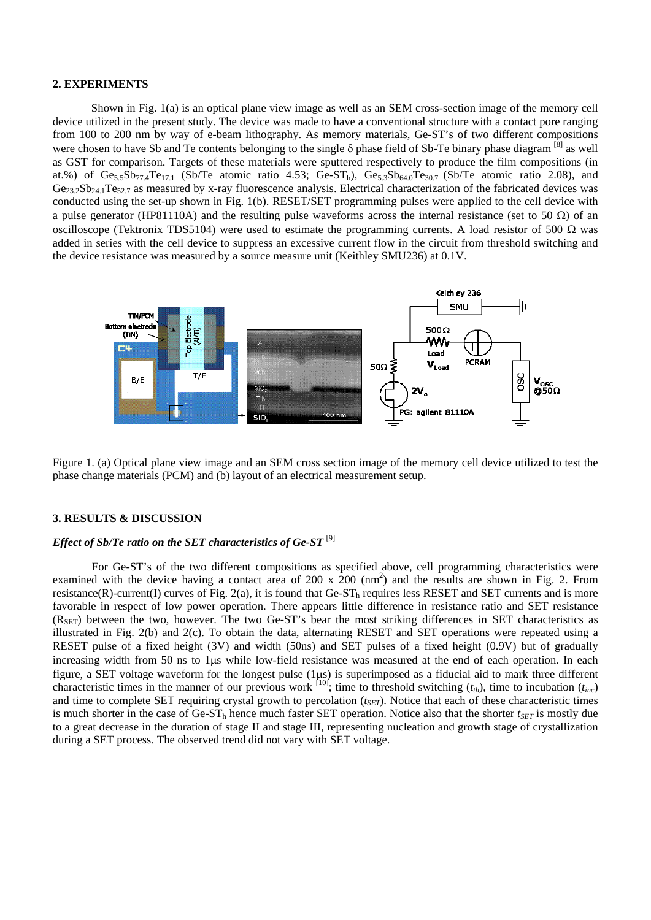## 2. EXPERIMENTS

Shown in Fig. 1(a) is an optical plane view image as well as an SEM cross-section image of the memory cell device utilized in the present study. The device was made to have a conventional structure with a contact pore ranging from 100 to 200 nm by way of e-beam lithography. As memory materials, Ge-ST's of two different compositions were chosen to have Sb and Te contents belonging to the single δ phase field of Sb-Te binary phase diagram [8] as well as GST for comparison. Targets of these materials were sputtered respectively to produce the film compositions (in at.%) of $Ge_{5.5}Sb_{77.4}Te_{17.1}$ (Sb/Te atomic ratio 4.53; Ge-$ST_h$), $Ge_{5.3}Sb_{64.0}Te_{30.7}$ (Sb/Te atomic ratio 2.08), and $Ge_{23.2}Sb_{24.1}Te_{52.7}$ as measured by x-ray fluorescence analysis. Electrical characterization of the fabricated devices was conducted using the set-up shown in Fig. 1(b). RESET/SET programming pulses were applied to the cell device with a pulse generator (HP81110A) and the resulting pulse waveforms across the internal resistance (set to 50 Ω) of an oscilloscope (Tektronix TDS5104) were used to estimate the programming currents. A load resistor of 500 Ω was added in series with the cell device to suppress an excessive current flow in the circuit from threshold switching and the device resistance was measured by a source measure unit (Keithley SMU236) at 0.1V.

Figure 1. (a) Optical plane view image and an SEM cross section image of the memory cell device utilized to test the phase change materials (PCM) and (b) layout of an electrical measurement setup.

## 3. RESULTS & DISCUSSION

### *Effect of Sb/Te ratio on the SET characteristics of Ge-ST* [9]

For Ge-ST's of the two different compositions as specified above, cell programming characteristics were examined with the device having a contact area of 200 x 200 ($nm^2$) and the results are shown in Fig. 2. From resistance(R)-current(I) curves of Fig. 2(a), it is found that Ge-$ST_h$ requires less RESET and SET currents and is more favorable in respect of low power operation. There appears little difference in resistance ratio and SET resistance ($R_{SET}$) between the two, however. The two Ge-ST's bear the most striking differences in SET characteristics as illustrated in Fig. 2(b) and 2(c). To obtain the data, alternating RESET and SET operations were repeated using a RESET pulse of a fixed height (3V) and width (50ns) and SET pulses of a fixed height (0.9V) but of gradually increasing width from 50 ns to 1μs while low-field resistance was measured at the end of each operation. In each figure, a SET voltage waveform for the longest pulse (1μs) is superimposed as a fiducial aid to mark three different characteristic times in the manner of our previous work [10]; time to threshold switching ($t_{th}$), time to incubation ($t_{inc}$) and time to complete SET requiring crystal growth to percolation ($t_{SET}$). Notice that each of these characteristic times is much shorter in the case of Ge-$ST_h$ hence much faster SET operation. Notice also that the shorter $t_{SET}$ is mostly due to a great decrease in the duration of stage II and stage III, representing nucleation and growth stage of crystallization during a SET process. The observed trend did not vary with SET voltage.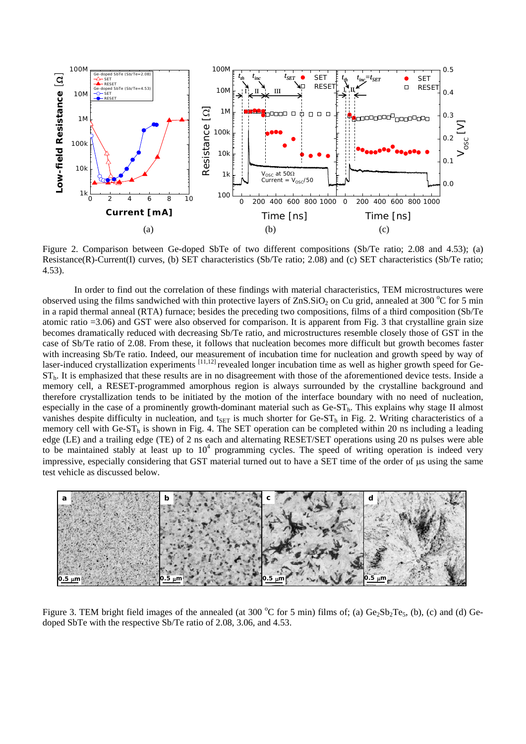Figure 2. Comparison between Ge-doped SbTe of two different compositions (Sb/Te ratio; 2.08 and 4.53); (a) Resistance(R)-Current(I) curves, (b) SET characteristics (Sb/Te ratio; 2.08) and (c) SET characteristics (Sb/Te ratio; 4.53).

In order to find out the correlation of these findings with material characteristics, TEM microstructures were observed using the films sandwiched with thin protective layers of $ZnS.SiO_2$ on Cu grid, annealed at 300 °C for 5 min in a rapid thermal anneal (RTA) furnace; besides the preceding two compositions, films of a third composition (Sb/Te atomic ratio =3.06) and GST were also observed for comparison. It is apparent from Fig. 3 that crystalline grain size becomes dramatically reduced with decreasing Sb/Te ratio, and microstructures resemble closely those of GST in the case of Sb/Te ratio of 2.08. From these, it follows that nucleation becomes more difficult but growth becomes faster with increasing Sb/Te ratio. Indeed, our measurement of incubation time for nucleation and growth speed by way of laser-induced crystallization experiments [11,12] revealed longer incubation time as well as higher growth speed for Ge-$ST_h$. It is emphasized that these results are in no disagreement with those of the aforementioned device tests. Inside a memory cell, a RESET-programmed amorphous region is always surrounded by the crystalline background and therefore crystallization tends to be initiated by the motion of the interface boundary with no need of nucleation, especially in the case of a prominently growth-dominant material such as Ge-$ST_h$. This explains why stage II almost vanishes despite difficulty in nucleation, and $t_{SET}$ is much shorter for Ge-$ST_h$ in Fig. 2. Writing characteristics of a memory cell with Ge-$ST_h$ is shown in Fig. 4. The SET operation can be completed within 20 ns including a leading edge (LE) and a trailing edge (TE) of 2 ns each and alternating RESET/SET operations using 20 ns pulses were able to be maintained stably at least up to $10^4$ programming cycles. The speed of writing operation is indeed very impressive, especially considering that GST material turned out to have a SET time of the order of μs using the same test vehicle as discussed below.

Figure 3. TEM bright field images of the annealed (at 300 °C for 5 min) films of; (a) $Ge_2Sb_2Te_5$, (b), (c) and (d) Ge-doped SbTe with the respective Sb/Te ratio of 2.08, 3.06, and 4.53.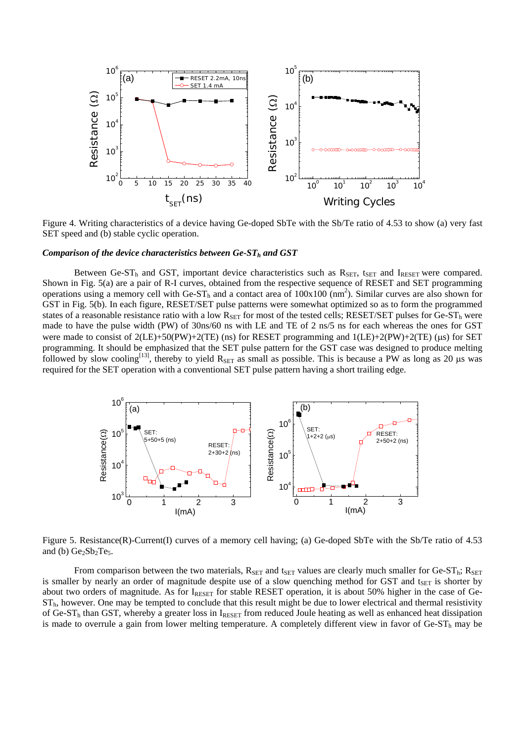Figure 4. Writing characteristics of a device having Ge-doped SbTe with the Sb/Te ratio of 4.53 to show (a) very fast SET speed and (b) stable cyclic operation.

***Comparison of the device characteristics between Ge-ST$_h$ and GST***

Between Ge-ST$_h$ and GST, important device characteristics such as $R_{SET}$, $t_{SET}$ and $I_{RESET}$ were compared. Shown in Fig. 5(a) are a pair of R-I curves, obtained from the respective sequence of RESET and SET programming operations using a memory cell with Ge-ST$_h$ and a contact area of 100x100 (nm$^2$). Similar curves are also shown for GST in Fig. 5(b). In each figure, RESET/SET pulse patterns were somewhat optimized so as to form the programmed states of a reasonable resistance ratio with a low $R_{SET}$ for most of the tested cells; RESET/SET pulses for Ge-ST$_h$ were made to have the pulse width (PW) of 30ns/60 ns with LE and TE of 2 ns/5 ns for each whereas the ones for GST were made to consist of 2(LE)+50(PW)+2(TE) (ns) for RESET programming and 1(LE)+2(PW)+2(TE) (μs) for SET programming. It should be emphasized that the SET pulse pattern for the GST case was designed to produce melting followed by slow cooling[13], thereby to yield $R_{SET}$ as small as possible. This is because a PW as long as 20 μs was required for the SET operation with a conventional SET pulse pattern having a short trailing edge.

Figure 5. Resistance(R)-Current(I) curves of a memory cell having; (a) Ge-doped SbTe with the Sb/Te ratio of 4.53 and (b) $Ge_2Sb_2Te_5$.

From comparison between the two materials, $R_{SET}$ and $t_{SET}$ values are clearly much smaller for Ge-ST$_h$; $R_{SET}$ is smaller by nearly an order of magnitude despite use of a slow quenching method for GST and $t_{SET}$ is shorter by about two orders of magnitude. As for $I_{RESET}$ for stable RESET operation, it is about 50% higher in the case of Ge-ST$_h$, however. One may be tempted to conclude that this result might be due to lower electrical and thermal resistivity of Ge-ST$_h$ than GST, whereby a greater loss in $I_{RESET}$ from reduced Joule heating as well as enhanced heat dissipation is made to overrule a gain from lower melting temperature. A completely different view in favor of Ge-ST$_h$ may be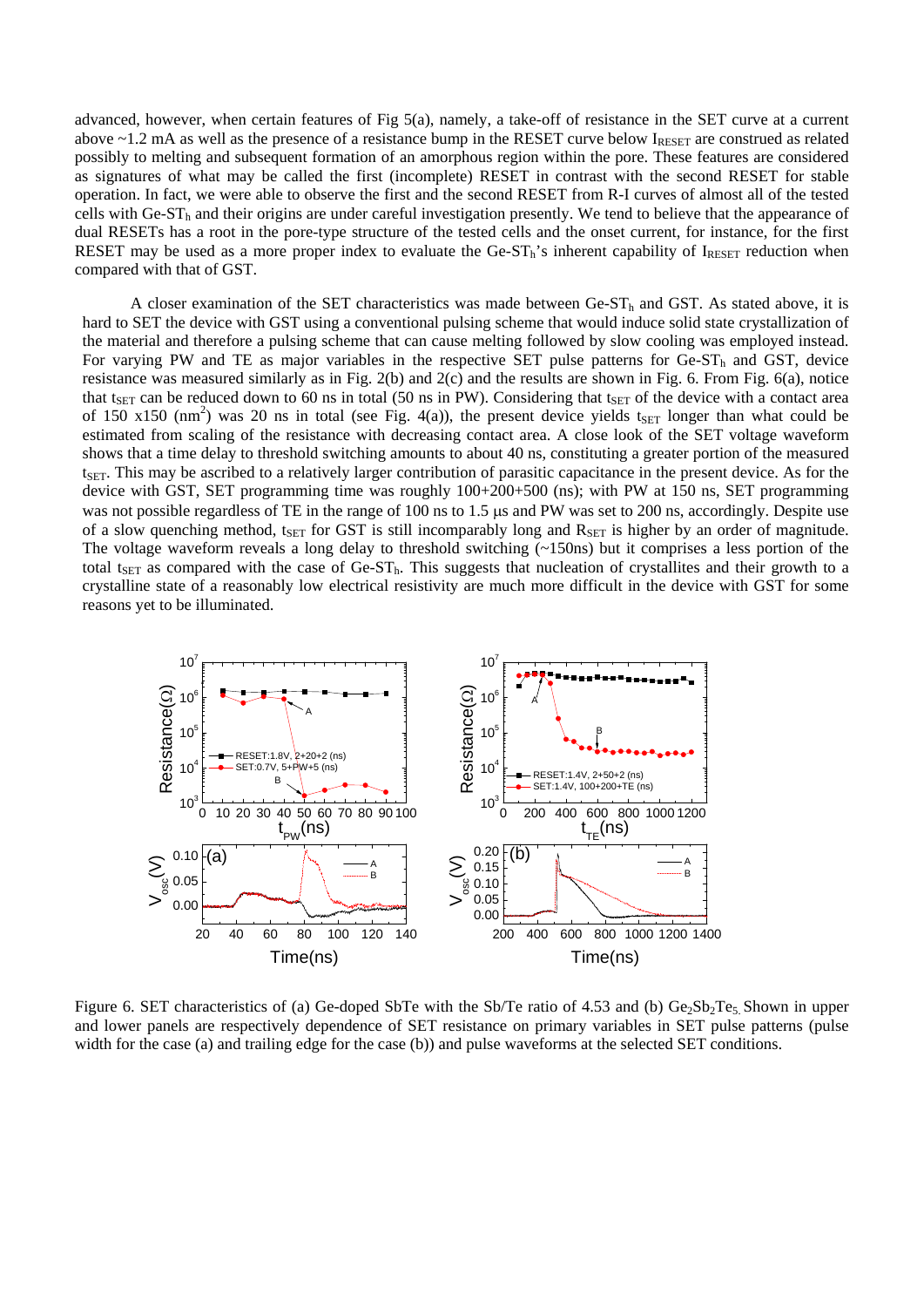advanced, however, when certain features of Fig 5(a), namely, a take-off of resistance in the SET curve at a current above ~1.2 mA as well as the presence of a resistance bump in the RESET curve below $I_{RESET}$ are construed as related possibly to melting and subsequent formation of an amorphous region within the pore. These features are considered as signatures of what may be called the first (incomplete) RESET in contrast with the second RESET for stable operation. In fact, we were able to observe the first and the second RESET from R-I curves of almost all of the tested cells with Ge-$ST_h$ and their origins are under careful investigation presently. We tend to believe that the appearance of dual RESETs has a root in the pore-type structure of the tested cells and the onset current, for instance, for the first RESET may be used as a more proper index to evaluate the Ge-$ST_h$'s inherent capability of $I_{RESET}$ reduction when compared with that of GST.

A closer examination of the SET characteristics was made between Ge-$ST_h$ and GST. As stated above, it is hard to SET the device with GST using a conventional pulsing scheme that would induce solid state crystallization of the material and therefore a pulsing scheme that can cause melting followed by slow cooling was employed instead. For varying PW and TE as major variables in the respective SET pulse patterns for Ge-$ST_h$ and GST, device resistance was measured similarly as in Fig. 2(b) and 2(c) and the results are shown in Fig. 6. From Fig. 6(a), notice that $t_{SET}$ can be reduced down to 60 ns in total (50 ns in PW). Considering that $t_{SET}$ of the device with a contact area of 150 x150 ($nm^2$) was 20 ns in total (see Fig. 4(a)), the present device yields $t_{SET}$ longer than what could be estimated from scaling of the resistance with decreasing contact area. A close look of the SET voltage waveform shows that a time delay to threshold switching amounts to about 40 ns, constituting a greater portion of the measured $t_{SET}$. This may be ascribed to a relatively larger contribution of parasitic capacitance in the present device. As for the device with GST, SET programming time was roughly 100+200+500 (ns); with PW at 150 ns, SET programming was not possible regardless of TE in the range of 100 ns to 1.5 μs and PW was set to 200 ns, accordingly. Despite use of a slow quenching method, $t_{SET}$ for GST is still incomparably long and $R_{SET}$ is higher by an order of magnitude. The voltage waveform reveals a long delay to threshold switching (~150ns) but it comprises a less portion of the total $t_{SET}$ as compared with the case of Ge-$ST_h$. This suggests that nucleation of crystallites and their growth to a crystalline state of a reasonably low electrical resistivity are much more difficult in the device with GST for some reasons yet to be illuminated.

Figure 6. SET characteristics of (a) Ge-doped SbTe with the Sb/Te ratio of 4.53 and (b) $Ge_2Sb_2Te_5$. Shown in upper and lower panels are respectively dependence of SET resistance on primary variables in SET pulse patterns (pulse width for the case (a) and trailing edge for the case (b)) and pulse waveforms at the selected SET conditions.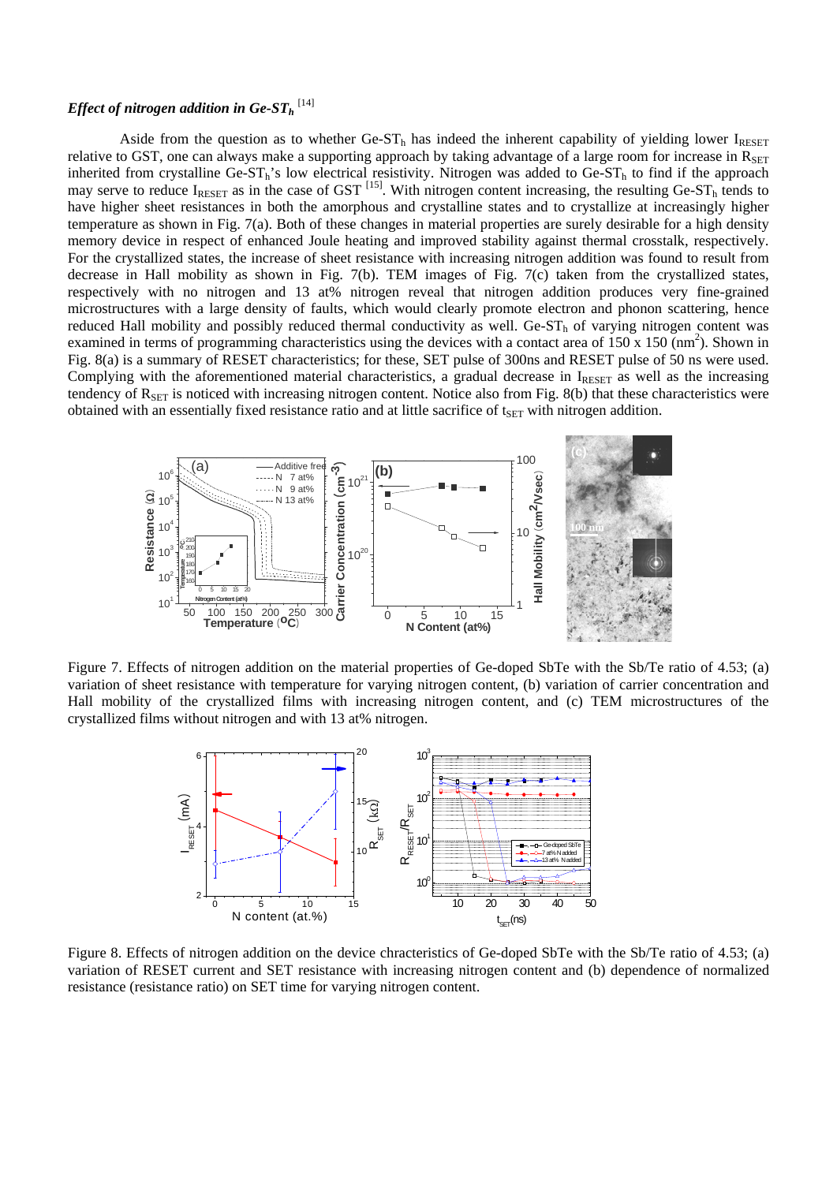### *Effect of nitrogen addition in Ge-ST$_h$* [14]

Aside from the question as to whether Ge-ST$_h$ has indeed the inherent capability of yielding lower $I_{RESET}$ relative to GST, one can always make a supporting approach by taking advantage of a large room for increase in $R_{SET}$ inherited from crystalline Ge-ST$_h$'s low electrical resistivity. Nitrogen was added to Ge-ST$_h$ to find if the approach may serve to reduce $I_{RESET}$ as in the case of GST [15]. With nitrogen content increasing, the resulting Ge-ST$_h$ tends to have higher sheet resistances in both the amorphous and crystalline states and to crystallize at increasingly higher temperature as shown in Fig. 7(a). Both of these changes in material properties are surely desirable for a high density memory device in respect of enhanced Joule heating and improved stability against thermal crosstalk, respectively. For the crystallized states, the increase of sheet resistance with increasing nitrogen addition was found to result from decrease in Hall mobility as shown in Fig. 7(b). TEM images of Fig. 7(c) taken from the crystallized states, respectively with no nitrogen and 13 at% nitrogen reveal that nitrogen addition produces very fine-grained microstructures with a large density of faults, which would clearly promote electron and phonon scattering, hence reduced Hall mobility and possibly reduced thermal conductivity as well. Ge-ST$_h$ of varying nitrogen content was examined in terms of programming characteristics using the devices with a contact area of 150 x 150 (nm$^2$). Shown in Fig. 8(a) is a summary of RESET characteristics; for these, SET pulse of 300ns and RESET pulse of 50 ns were used. Complying with the aforementioned material characteristics, a gradual decrease in $I_{RESET}$ as well as the increasing tendency of $R_{SET}$ is noticed with increasing nitrogen content. Notice also from Fig. 8(b) that these characteristics were obtained with an essentially fixed resistance ratio and at little sacrifice of $t_{SET}$ with nitrogen addition.

Figure 7. Effects of nitrogen addition on the material properties of Ge-doped SbTe with the Sb/Te ratio of 4.53; (a) variation of sheet resistance with temperature for varying nitrogen content, (b) variation of carrier concentration and Hall mobility of the crystallized films with increasing nitrogen content, and (c) TEM microstructures of the crystallized films without nitrogen and with 13 at% nitrogen.

Figure 8. Effects of nitrogen addition on the device chracteristics of Ge-doped SbTe with the Sb/Te ratio of 4.53; (a) variation of RESET current and SET resistance with increasing nitrogen content and (b) dependence of normalized resistance (resistance ratio) on SET time for varying nitrogen content.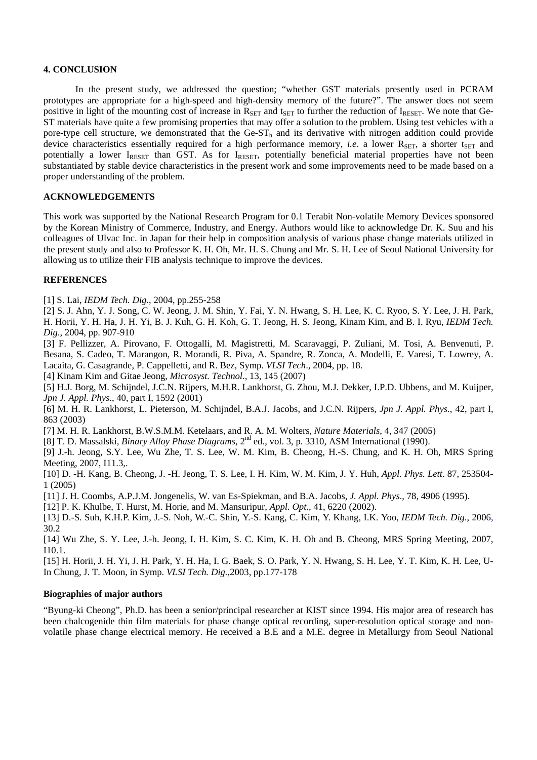## 4. CONCLUSION

In the present study, we addressed the question; "whether GST materials presently used in PCRAM prototypes are appropriate for a high-speed and high-density memory of the future?". The answer does not seem positive in light of the mounting cost of increase in $R_{SET}$ and $t_{SET}$ to further the reduction of $I_{RESET}$. We note that Ge-ST materials have quite a few promising properties that may offer a solution to the problem. Using test vehicles with a pore-type cell structure, we demonstrated that the Ge-$ST_h$ and its derivative with nitrogen addition could provide device characteristics essentially required for a high performance memory, *i.e*. a lower $R_{SET}$, a shorter $t_{SET}$ and potentially a lower $I_{RESET}$ than GST. As for $I_{RESET}$, potentially beneficial material properties have not been substantiated by stable device characteristics in the present work and some improvements need to be made based on a proper understanding of the problem.

## ACKNOWLEDGEMENTS

This work was supported by the National Research Program for 0.1 Terabit Non-volatile Memory Devices sponsored by the Korean Ministry of Commerce, Industry, and Energy. Authors would like to acknowledge Dr. K. Suu and his colleagues of Ulvac Inc. in Japan for their help in composition analysis of various phase change materials utilized in the present study and also to Professor K. H. Oh, Mr. H. S. Chung and Mr. S. H. Lee of Seoul National University for allowing us to utilize their FIB analysis technique to improve the devices.

## REFERENCES

[1] S. Lai, *IEDM Tech. Dig*., 2004, pp.255-258

[2] S. J. Ahn, Y. J. Song, C. W. Jeong, J. M. Shin, Y. Fai, Y. N. Hwang, S. H. Lee, K. C. Ryoo, S. Y. Lee, J. H. Park, H. Horii, Y. H. Ha, J. H. Yi, B. J. Kuh, G. H. Koh, G. T. Jeong, H. S. Jeong, Kinam Kim, and B. I. Ryu, *IEDM Tech. Dig*., 2004, pp. 907-910

[3] F. Pellizzer, A. Pirovano, F. Ottogalli, M. Magistretti, M. Scaravaggi, P. Zuliani, M. Tosi, A. Benvenuti, P. Besana, S. Cadeo, T. Marangon, R. Morandi, R. Piva, A. Spandre, R. Zonca, A. Modelli, E. Varesi, T. Lowrey, A. Lacaita, G. Casagrande, P. Cappelletti, and R. Bez, Symp. *VLSI Tech*., 2004, pp. 18.

[4] Kinam Kim and Gitae Jeong, *Microsyst. Technol*., 13, 145 (2007)

[5] H.J. Borg, M. Schijndel, J.C.N. Rijpers, M.H.R. Lankhorst, G. Zhou, M.J. Dekker, I.P.D. Ubbens, and M. Kuijper, *Jpn J. Appl. Phys*., 40, part I, 1592 (2001)

[6] M. H. R. Lankhorst, L. Pieterson, M. Schijndel, B.A.J. Jacobs, and J.C.N. Rijpers, *Jpn J. Appl. Phys.*, 42, part I, 863 (2003)

[7] M. H. R. Lankhorst, B.W.S.M.M. Ketelaars, and R. A. M. Wolters, *Nature Materials*, 4, 347 (2005)

[8] T. D. Massalski, *Binary Alloy Phase Diagrams*, 2nd ed., vol. 3, p. 3310, ASM International (1990).

[9] J.-h. Jeong, S.Y. Lee, Wu Zhe, T. S. Lee, W. M. Kim, B. Cheong, H.-S. Chung, and K. H. Oh, MRS Spring Meeting, 2007, I11.3,.

[10] D. -H. Kang, B. Cheong, J. -H. Jeong, T. S. Lee, I. H. Kim, W. M. Kim, J. Y. Huh, *Appl. Phys. Lett*. 87, 253504-1 (2005)

[11] J. H. Coombs, A.P.J.M. Jongenelis, W. van Es-Spiekman, and B.A. Jacobs, *J. Appl. Phys*., 78, 4906 (1995).

[12] P. K. Khulbe, T. Hurst, M. Horie, and M. Mansuripur, *Appl. Opt.*, 41, 6220 (2002).

[13] D.-S. Suh, K.H.P. Kim, J.-S. Noh, W.-C. Shin, Y.-S. Kang, C. Kim, Y. Khang, I.K. Yoo, *IEDM Tech. Dig*., 2006, 30.2

[14] Wu Zhe, S. Y. Lee, J.-h. Jeong, I. H. Kim, S. C. Kim, K. H. Oh and B. Cheong, MRS Spring Meeting, 2007, I10.1.

[15] H. Horii, J. H. Yi, J. H. Park, Y. H. Ha, I. G. Baek, S. O. Park, Y. N. Hwang, S. H. Lee, Y. T. Kim, K. H. Lee, U-In Chung, J. T. Moon, in Symp. *VLSI Tech. Dig*.,2003, pp.177-178

### Biographies of major authors

"Byung-ki Cheong", Ph.D. has been a senior/principal researcher at KIST since 1994. His major area of research has been chalcogenide thin film materials for phase change optical recording, super-resolution optical storage and non-volatile phase change electrical memory. He received a B.E and a M.E. degree in Metallurgy from Seoul National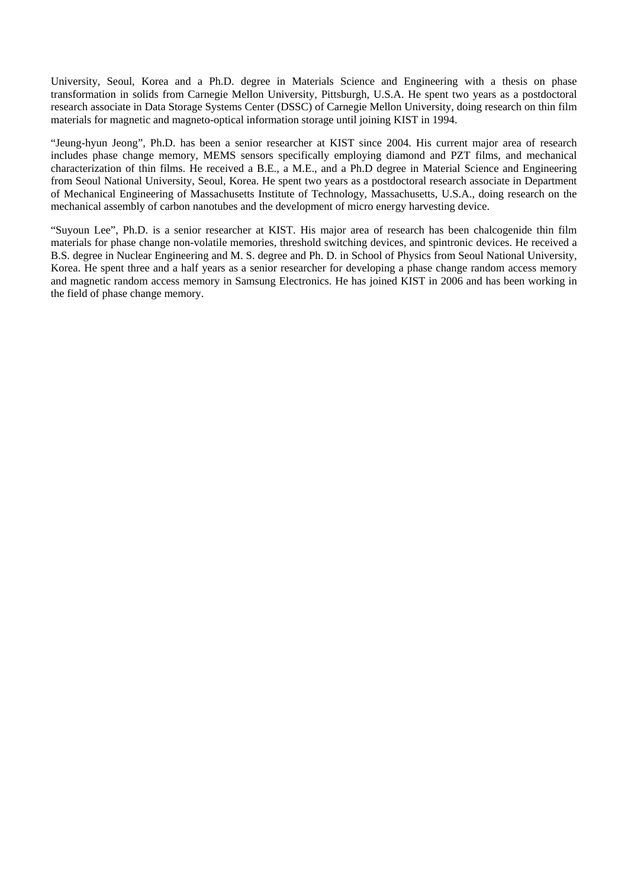University, Seoul, Korea and a Ph.D. degree in Materials Science and Engineering with a thesis on phase transformation in solids from Carnegie Mellon University, Pittsburgh, U.S.A. He spent two years as a postdoctoral research associate in Data Storage Systems Center (DSSC) of Carnegie Mellon University, doing research on thin film materials for magnetic and magneto-optical information storage until joining KIST in 1994.

"Jeung-hyun Jeong", Ph.D. has been a senior researcher at KIST since 2004. His current major area of research includes phase change memory, MEMS sensors specifically employing diamond and PZT films, and mechanical characterization of thin films. He received a B.E., a M.E., and a Ph.D degree in Material Science and Engineering from Seoul National University, Seoul, Korea. He spent two years as a postdoctoral research associate in Department of Mechanical Engineering of Massachusetts Institute of Technology, Massachusetts, U.S.A., doing research on the mechanical assembly of carbon nanotubes and the development of micro energy harvesting device.

"Suyoun Lee", Ph.D. is a senior researcher at KIST. His major area of research has been chalcogenide thin film materials for phase change non-volatile memories, threshold switching devices, and spintronic devices. He received a B.S. degree in Nuclear Engineering and M. S. degree and Ph. D. in School of Physics from Seoul National University, Korea. He spent three and a half years as a senior researcher for developing a phase change random access memory and magnetic random access memory in Samsung Electronics. He has joined KIST in 2006 and has been working in the field of phase change memory.